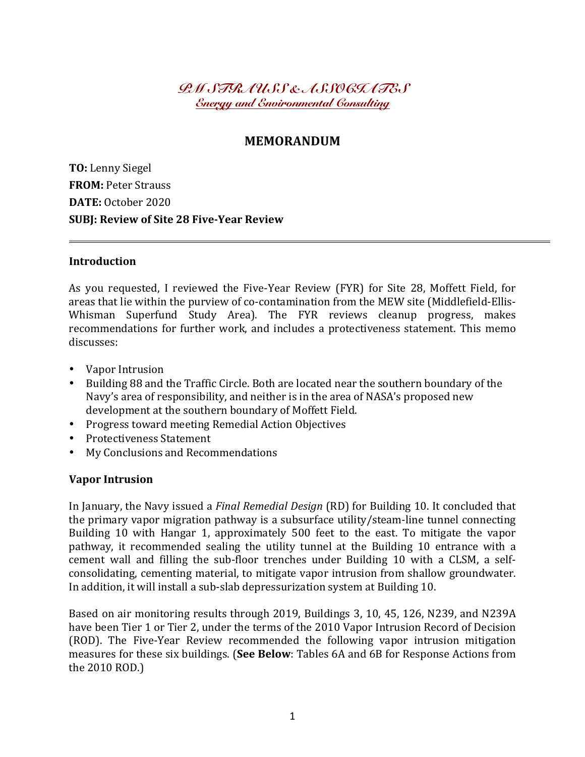*PM STRAUSS & ASSOCIATES*

*Energy and Environmental Consulting*

# MEMORANDUM

**TO:** Lenny Siegel
**FROM:** Peter Strauss
**DATE:** October 2020
**SUBJ: Review of Site 28 Five-Year Review**

---

**Introduction**

As you requested, I reviewed the Five-Year Review (FYR) for Site 28, Moffett Field, for areas that lie within the purview of co-contamination from the MEW site (Middlefield-Ellis-Whisman Superfund Study Area). The FYR reviews cleanup progress, makes recommendations for further work, and includes a protectiveness statement. This memo discusses:

- Vapor Intrusion
- Building 88 and the Traffic Circle. Both are located near the southern boundary of the Navy's area of responsibility, and neither is in the area of NASA's proposed new development at the southern boundary of Moffett Field.
- Progress toward meeting Remedial Action Objectives
- Protectiveness Statement
- My Conclusions and Recommendations

**Vapor Intrusion**

In January, the Navy issued a *Final Remedial Design* (RD) for Building 10. It concluded that the primary vapor migration pathway is a subsurface utility/steam-line tunnel connecting Building 10 with Hangar 1, approximately 500 feet to the east. To mitigate the vapor pathway, it recommended sealing the utility tunnel at the Building 10 entrance with a cement wall and filling the sub-floor trenches under Building 10 with a CLSM, a self-consolidating, cementing material, to mitigate vapor intrusion from shallow groundwater. In addition, it will install a sub-slab depressurization system at Building 10.

Based on air monitoring results through 2019, Buildings 3, 10, 45, 126, N239, and N239A have been Tier 1 or Tier 2, under the terms of the 2010 Vapor Intrusion Record of Decision (ROD). The Five-Year Review recommended the following vapor intrusion mitigation measures for these six buildings. (**See Below**: Tables 6A and 6B for Response Actions from the 2010 ROD.)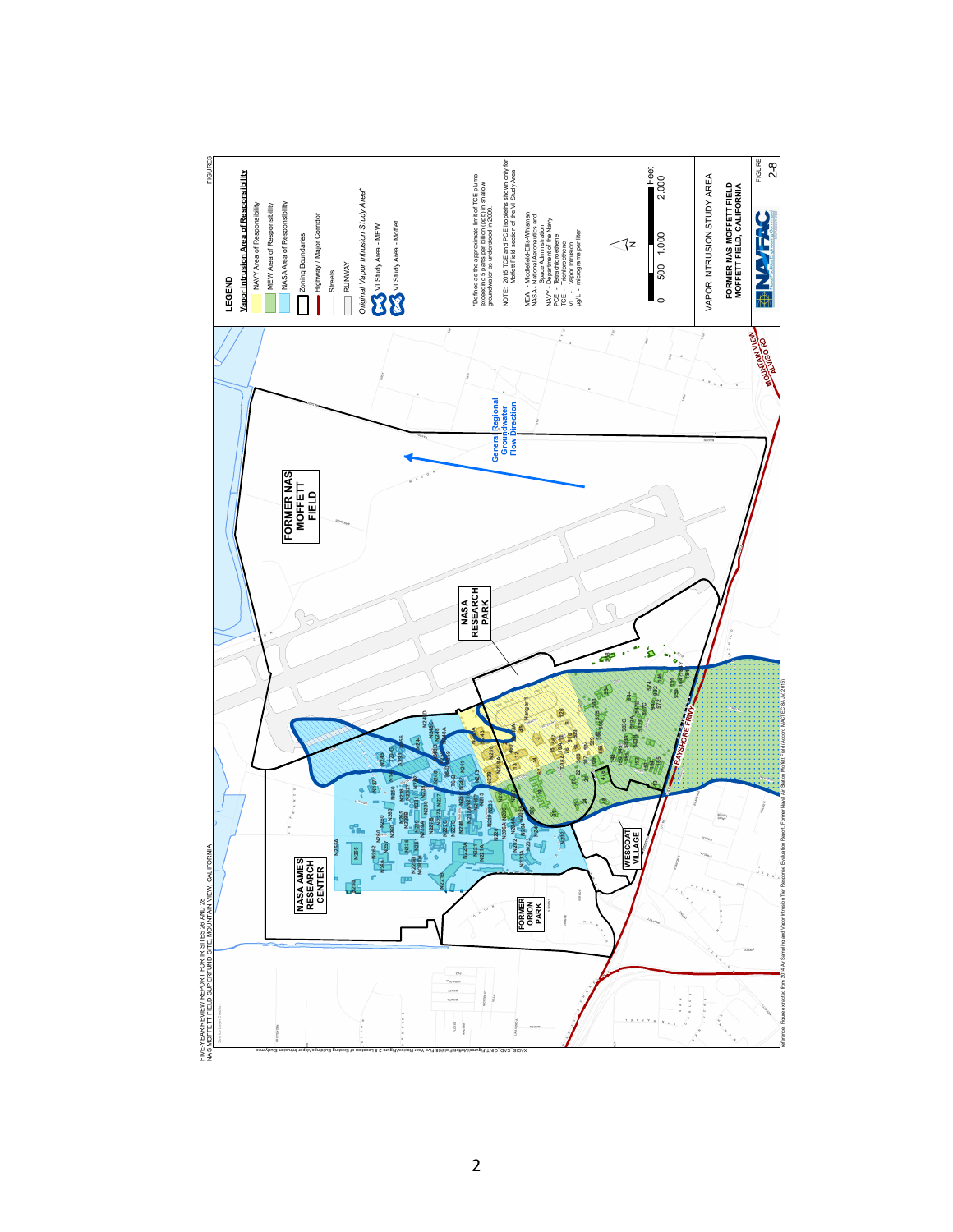FIVE-YEAR REVIEW REPORT FOR IR SITES 26 AND 28
NAS MOFFETT FIELD SUPERFUND SITE, MOUNTAIN VIEW, CALIFORNIA

FIGURES

**LEGEND**

**Vapor Intrusion Area of Responsibility**

- NAVY Area of Responsibility
- MEW Area of Responsibility
- NASA Area of Responsibility
- Zoning Boundaries
- Highway / Major Corridor
- Streets
- RUNWAY

*Original Vapor Intrusion Study Area**

- VI Study Area - MEW
- VI Study Area - Moffett

*Defined as the approximate limit of TCE plume exceeding 5 parts per billion (ppb) in shallow groundwater as understood in 2009.

NOTE: 2015 TCE and PCE isopleths shown only for Moffett Field section of the VI Study Area

MEW - Middlefield-Ellis-Whisman
NASA - National Aeronautics and Space Administration
NAVY - Department of the Navy
PCE - Tetrachloroethene
TCE - Trichloroethene
VI - Vapor Intrusion
µg/L - micrograms per liter

0 500 1,000 2,000 Feet

VAPOR INTRUSION STUDY AREA

FORMER NAS MOFFETT FIELD
MOFFETT FIELD, CALIFORNIA

FIGURE 2-8

Reference: Figure extracted from 2014 Air Sampling and Vapor Intrusion Tier Response Evaluation Report, Former Naval Air Station Moffett Field (Accord MACTEC JV, 2015)

X:\GIS_CAD_GINT\Figures\Moffett Field\05 Five Year Review\Figure 2-8 Location of Existing Buildings Vapor Intrusion Study.mxd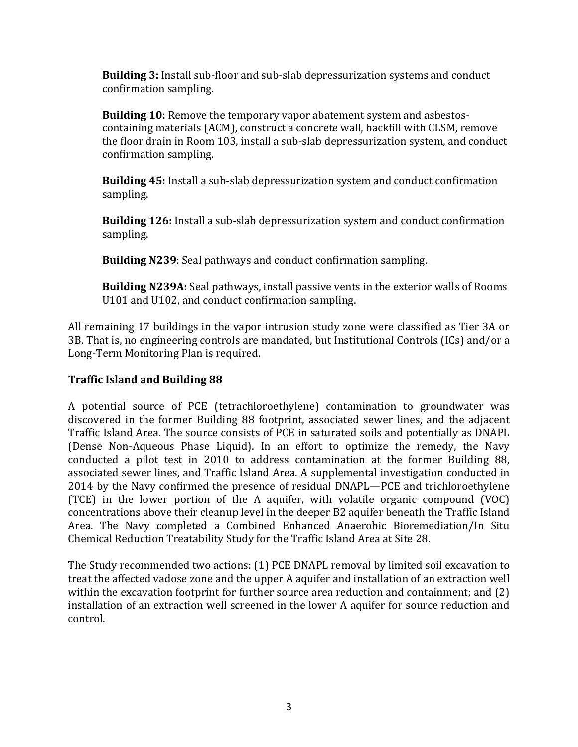**Building 3:** Install sub-floor and sub-slab depressurization systems and conduct confirmation sampling.

**Building 10:** Remove the temporary vapor abatement system and asbestos-containing materials (ACM), construct a concrete wall, backfill with CLSM, remove the floor drain in Room 103, install a sub-slab depressurization system, and conduct confirmation sampling.

**Building 45:** Install a sub-slab depressurization system and conduct confirmation sampling.

**Building 126:** Install a sub-slab depressurization system and conduct confirmation sampling.

**Building N239**: Seal pathways and conduct confirmation sampling.

**Building N239A:** Seal pathways, install passive vents in the exterior walls of Rooms U101 and U102, and conduct confirmation sampling.

All remaining 17 buildings in the vapor intrusion study zone were classified as Tier 3A or 3B. That is, no engineering controls are mandated, but Institutional Controls (ICs) and/or a Long-Term Monitoring Plan is required.

### Traffic Island and Building 88

A potential source of PCE (tetrachloroethylene) contamination to groundwater was discovered in the former Building 88 footprint, associated sewer lines, and the adjacent Traffic Island Area. The source consists of PCE in saturated soils and potentially as DNAPL (Dense Non-Aqueous Phase Liquid). In an effort to optimize the remedy, the Navy conducted a pilot test in 2010 to address contamination at the former Building 88, associated sewer lines, and Traffic Island Area. A supplemental investigation conducted in 2014 by the Navy confirmed the presence of residual DNAPL—PCE and trichloroethylene (TCE) in the lower portion of the A aquifer, with volatile organic compound (VOC) concentrations above their cleanup level in the deeper B2 aquifer beneath the Traffic Island Area. The Navy completed a Combined Enhanced Anaerobic Bioremediation/In Situ Chemical Reduction Treatability Study for the Traffic Island Area at Site 28.

The Study recommended two actions: (1) PCE DNAPL removal by limited soil excavation to treat the affected vadose zone and the upper A aquifer and installation of an extraction well within the excavation footprint for further source area reduction and containment; and (2) installation of an extraction well screened in the lower A aquifer for source reduction and control.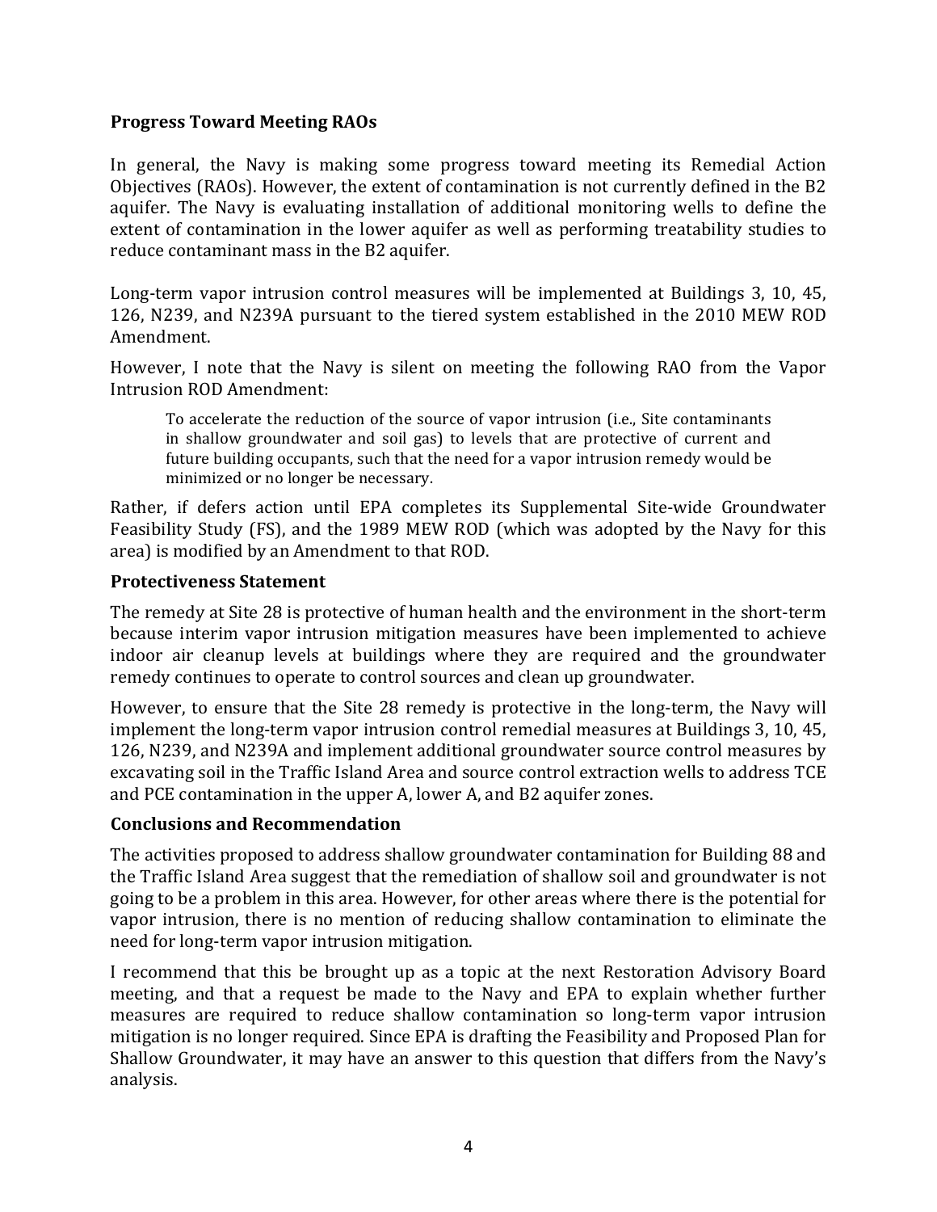### Progress Toward Meeting RAOs

In general, the Navy is making some progress toward meeting its Remedial Action Objectives (RAOs). However, the extent of contamination is not currently defined in the B2 aquifer. The Navy is evaluating installation of additional monitoring wells to define the extent of contamination in the lower aquifer as well as performing treatability studies to reduce contaminant mass in the B2 aquifer.

Long-term vapor intrusion control measures will be implemented at Buildings 3, 10, 45, 126, N239, and N239A pursuant to the tiered system established in the 2010 MEW ROD Amendment.

However, I note that the Navy is silent on meeting the following RAO from the Vapor Intrusion ROD Amendment:

> To accelerate the reduction of the source of vapor intrusion (i.e., Site contaminants in shallow groundwater and soil gas) to levels that are protective of current and future building occupants, such that the need for a vapor intrusion remedy would be minimized or no longer be necessary.

Rather, if defers action until EPA completes its Supplemental Site-wide Groundwater Feasibility Study (FS), and the 1989 MEW ROD (which was adopted by the Navy for this area) is modified by an Amendment to that ROD.

### Protectiveness Statement

The remedy at Site 28 is protective of human health and the environment in the short-term because interim vapor intrusion mitigation measures have been implemented to achieve indoor air cleanup levels at buildings where they are required and the groundwater remedy continues to operate to control sources and clean up groundwater.

However, to ensure that the Site 28 remedy is protective in the long-term, the Navy will implement the long-term vapor intrusion control remedial measures at Buildings 3, 10, 45, 126, N239, and N239A and implement additional groundwater source control measures by excavating soil in the Traffic Island Area and source control extraction wells to address TCE and PCE contamination in the upper A, lower A, and B2 aquifer zones.

### Conclusions and Recommendation

The activities proposed to address shallow groundwater contamination for Building 88 and the Traffic Island Area suggest that the remediation of shallow soil and groundwater is not going to be a problem in this area. However, for other areas where there is the potential for vapor intrusion, there is no mention of reducing shallow contamination to eliminate the need for long-term vapor intrusion mitigation.

I recommend that this be brought up as a topic at the next Restoration Advisory Board meeting, and that a request be made to the Navy and EPA to explain whether further measures are required to reduce shallow contamination so long-term vapor intrusion mitigation is no longer required. Since EPA is drafting the Feasibility and Proposed Plan for Shallow Groundwater, it may have an answer to this question that differs from the Navy's analysis.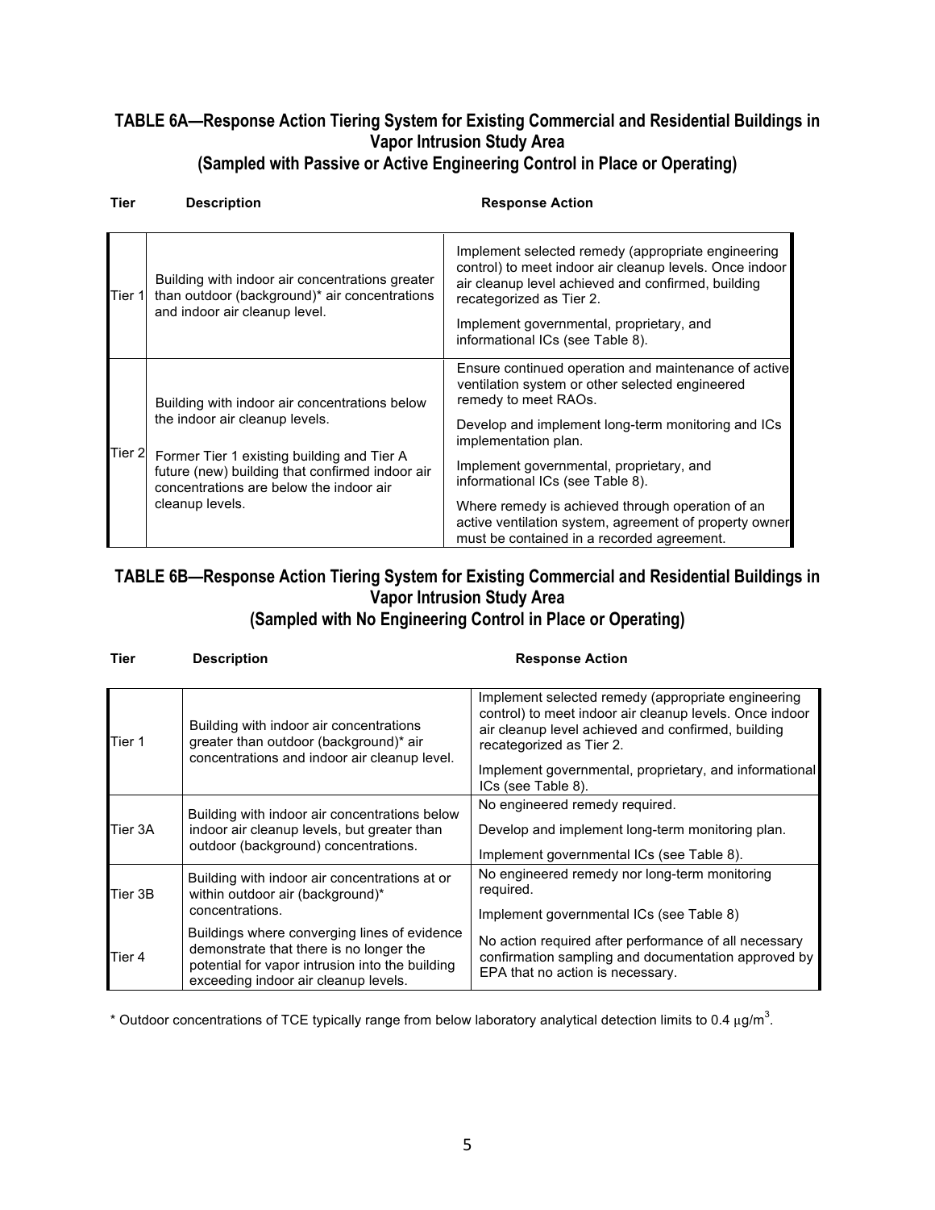### TABLE 6A—Response Action Tiering System for Existing Commercial and Residential Buildings in Vapor Intrusion Study Area (Sampled with Passive or Active Engineering Control in Place or Operating)

| Tier | Description | Response Action |
|---|---|---|
| Tier 1 | Building with indoor air concentrations greater than outdoor (background)* air concentrations and indoor air cleanup level. | Implement selected remedy (appropriate engineering control) to meet indoor air cleanup levels. Once indoor air cleanup level achieved and confirmed, building recategorized as Tier 2.<br><br>Implement governmental, proprietary, and informational ICs (see Table 8). |
| Tier 2 | Building with indoor air concentrations below the indoor air cleanup levels.<br><br>Former Tier 1 existing building and Tier A future (new) building that confirmed indoor air concentrations are below the indoor air cleanup levels. | Ensure continued operation and maintenance of active ventilation system or other selected engineered remedy to meet RAOs.<br><br>Develop and implement long-term monitoring and ICs implementation plan.<br><br>Implement governmental, proprietary, and informational ICs (see Table 8).<br><br>Where remedy is achieved through operation of an active ventilation system, agreement of property owner must be contained in a recorded agreement. |

### TABLE 6B—Response Action Tiering System for Existing Commercial and Residential Buildings in Vapor Intrusion Study Area (Sampled with No Engineering Control in Place or Operating)

| Tier | Description | Response Action |
|---|---|---|
| Tier 1 | Building with indoor air concentrations greater than outdoor (background)* air concentrations and indoor air cleanup level. | Implement selected remedy (appropriate engineering control) to meet indoor air cleanup levels. Once indoor air cleanup level achieved and confirmed, building recategorized as Tier 2.<br><br>Implement governmental, proprietary, and informational ICs (see Table 8). |
| Tier 3A | Building with indoor air concentrations below indoor air cleanup levels, but greater than outdoor (background) concentrations. | No engineered remedy required.<br><br>Develop and implement long-term monitoring plan.<br><br>Implement governmental ICs (see Table 8). |
| Tier 3B | Building with indoor air concentrations at or within outdoor air (background)* concentrations. | No engineered remedy nor long-term monitoring required.<br><br>Implement governmental ICs (see Table 8) |
| Tier 4 | Buildings where converging lines of evidence demonstrate that there is no longer the potential for vapor intrusion into the building exceeding indoor air cleanup levels. | No action required after performance of all necessary confirmation sampling and documentation approved by EPA that no action is necessary. |

* Outdoor concentrations of TCE typically range from below laboratory analytical detection limits to 0.4 $\mu g/m^3$.